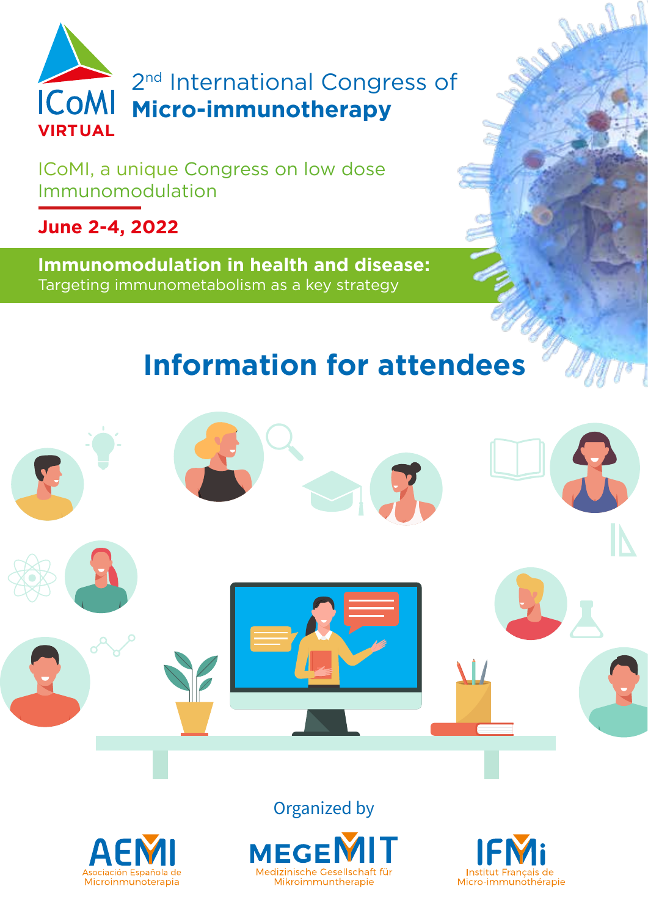ICoMI
VIRTUAL

# 2nd International Congress of **Micro-immunotherapy**

ICoMI, a unique Congress on low dose Immunomodulation

**June 2-4, 2022**

**Immunomodulation in health and disease:**
Targeting immunometabolism as a key strategy

# Information for attendees

Organized by

AEMI
Asociación Española de Microinmunoterapia

MEGEMIT
Medizinische Gesellschaft für Mikroimmuntherapie

IFMi
Institut Français de Micro-immunothérapie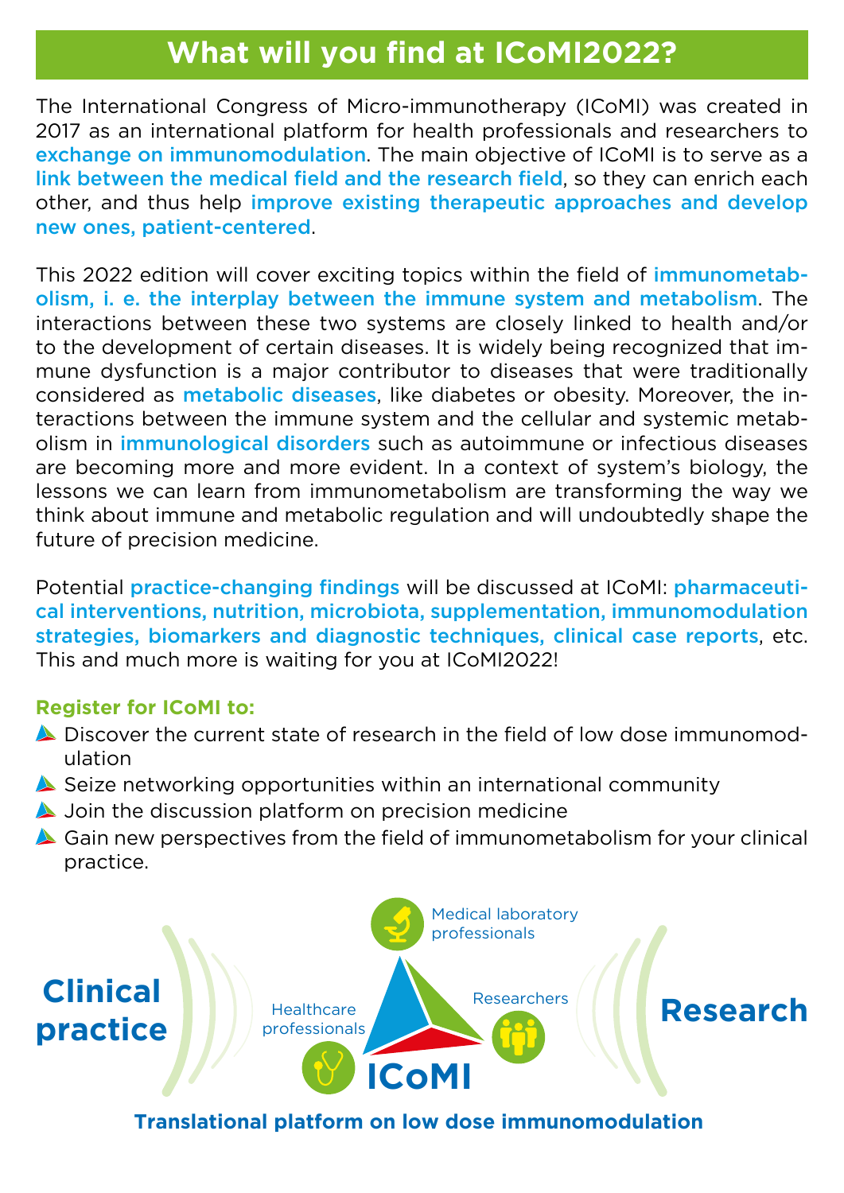# What will you find at ICoMI2022?

The International Congress of Micro-immunotherapy (ICoMI) was created in 2017 as an international platform for health professionals and researchers to **exchange on immunomodulation**. The main objective of ICoMI is to serve as a **link between the medical field and the research field**, so they can enrich each other, and thus help **improve existing therapeutic approaches and develop new ones, patient-centered**.

This 2022 edition will cover exciting topics within the field of **immunometabolism, i. e. the interplay between the immune system and metabolism**. The interactions between these two systems are closely linked to health and/or to the development of certain diseases. It is widely being recognized that immune dysfunction is a major contributor to diseases that were traditionally considered as **metabolic diseases**, like diabetes or obesity. Moreover, the interactions between the immune system and the cellular and systemic metabolism in **immunological disorders** such as autoimmune or infectious diseases are becoming more and more evident. In a context of system's biology, the lessons we can learn from immunometabolism are transforming the way we think about immune and metabolic regulation and will undoubtedly shape the future of precision medicine.

Potential **practice-changing findings** will be discussed at ICoMI: **pharmaceutical interventions, nutrition, microbiota, supplementation, immunomodulation strategies, biomarkers and diagnostic techniques, clinical case reports**, etc. This and much more is waiting for you at ICoMI2022!

**Register for ICoMI to:**

- Discover the current state of research in the field of low dose immunomodulation
- Seize networking opportunities within an international community
- Join the discussion platform on precision medicine
- Gain new perspectives from the field of immunometabolism for your clinical practice.

**Clinical practice** — Medical laboratory professionals — Healthcare professionals — Researchers — **ICoMI** — **Research**

**Translational platform on low dose immunomodulation**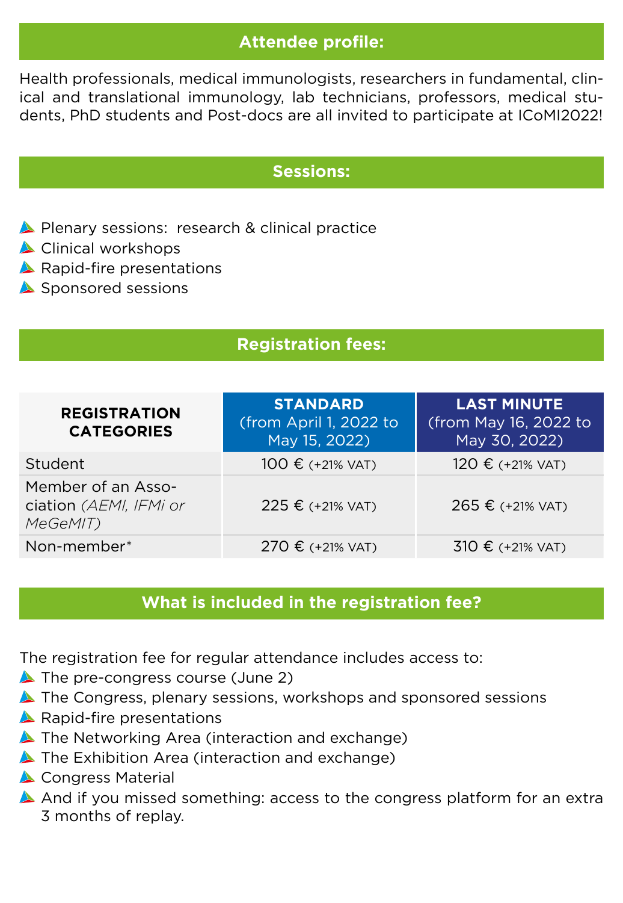## Attendee profile:

Health professionals, medical immunologists, researchers in fundamental, clinical and translational immunology, lab technicians, professors, medical students, PhD students and Post-docs are all invited to participate at ICoMI2022!

## Sessions:

- Plenary sessions: research & clinical practice
- Clinical workshops
- Rapid-fire presentations
- Sponsored sessions

## Registration fees:

| REGISTRATION CATEGORIES | STANDARD (from April 1, 2022 to May 15, 2022) | LAST MINUTE (from May 16, 2022 to May 30, 2022) |
|---|---|---|
| Student | 100 € (+21% VAT) | 120 € (+21% VAT) |
| Member of an Association *(AEMI, IFMi or MeGeMIT)* | 225 € (+21% VAT) | 265 € (+21% VAT) |
| Non-member* | 270 € (+21% VAT) | 310 € (+21% VAT) |

## What is included in the registration fee?

The registration fee for regular attendance includes access to:

- The pre-congress course (June 2)
- The Congress, plenary sessions, workshops and sponsored sessions
- Rapid-fire presentations
- The Networking Area (interaction and exchange)
- The Exhibition Area (interaction and exchange)
- Congress Material
- And if you missed something: access to the congress platform for an extra 3 months of replay.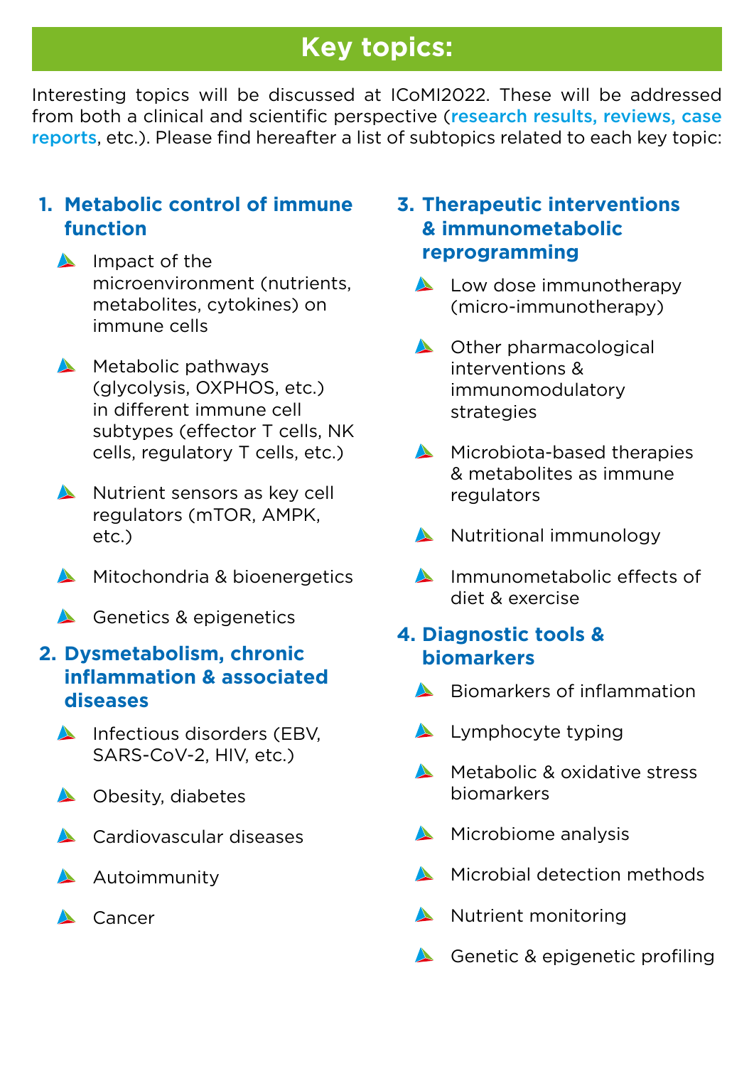## Key topics:

Interesting topics will be discussed at ICoMI2022. These will be addressed from both a clinical and scientific perspective (**research results, reviews, case reports**, etc.). Please find hereafter a list of subtopics related to each key topic:

### 1. Metabolic control of immune function

- Impact of the microenvironment (nutrients, metabolites, cytokines) on immune cells
- Metabolic pathways (glycolysis, OXPHOS, etc.) in different immune cell subtypes (effector T cells, NK cells, regulatory T cells, etc.)
- Nutrient sensors as key cell regulators (mTOR, AMPK, etc.)
- Mitochondria & bioenergetics
- Genetics & epigenetics

### 2. Dysmetabolism, chronic inflammation & associated diseases

- Infectious disorders (EBV, SARS-CoV-2, HIV, etc.)
- Obesity, diabetes
- Cardiovascular diseases
- Autoimmunity
- Cancer

### 3. Therapeutic interventions & immunometabolic reprogramming

- Low dose immunotherapy (micro-immunotherapy)
- Other pharmacological interventions & immunomodulatory strategies
- Microbiota-based therapies & metabolites as immune regulators
- Nutritional immunology
- Immunometabolic effects of diet & exercise

### 4. Diagnostic tools & biomarkers

- Biomarkers of inflammation
- Lymphocyte typing
- Metabolic & oxidative stress biomarkers
- Microbiome analysis
- Microbial detection methods
- Nutrient monitoring
- Genetic & epigenetic profiling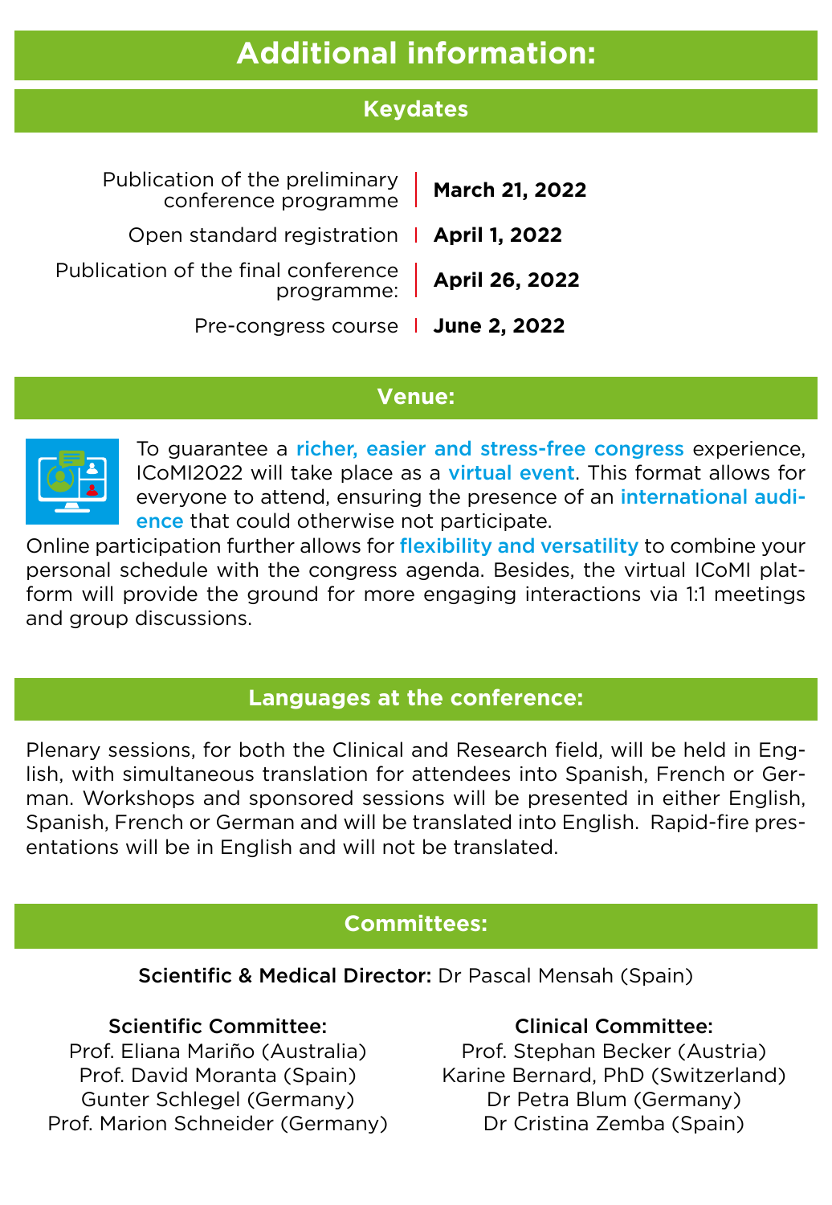# Additional information:

## Keydates

| | |
|---|---|
| Publication of the preliminary conference programme | **March 21, 2022** |
| Open standard registration | **April 1, 2022** |
| Publication of the final conference programme: | **April 26, 2022** |
| Pre-congress course | **June 2, 2022** |

## Venue:

To guarantee a richer, easier and stress-free congress experience, ICoMI2022 will take place as a virtual event. This format allows for everyone to attend, ensuring the presence of an international audience that could otherwise not participate.

Online participation further allows for flexibility and versatility to combine your personal schedule with the congress agenda. Besides, the virtual ICoMI platform will provide the ground for more engaging interactions via 1:1 meetings and group discussions.

## Languages at the conference:

Plenary sessions, for both the Clinical and Research field, will be held in English, with simultaneous translation for attendees into Spanish, French or German. Workshops and sponsored sessions will be presented in either English, Spanish, French or German and will be translated into English. Rapid-fire presentations will be in English and will not be translated.

## Committees:

**Scientific & Medical Director:** Dr Pascal Mensah (Spain)

**Scientific Committee:**
Prof. Eliana Mariño (Australia)
Prof. David Moranta (Spain)
Gunter Schlegel (Germany)
Prof. Marion Schneider (Germany)

**Clinical Committee:**
Prof. Stephan Becker (Austria)
Karine Bernard, PhD (Switzerland)
Dr Petra Blum (Germany)
Dr Cristina Zemba (Spain)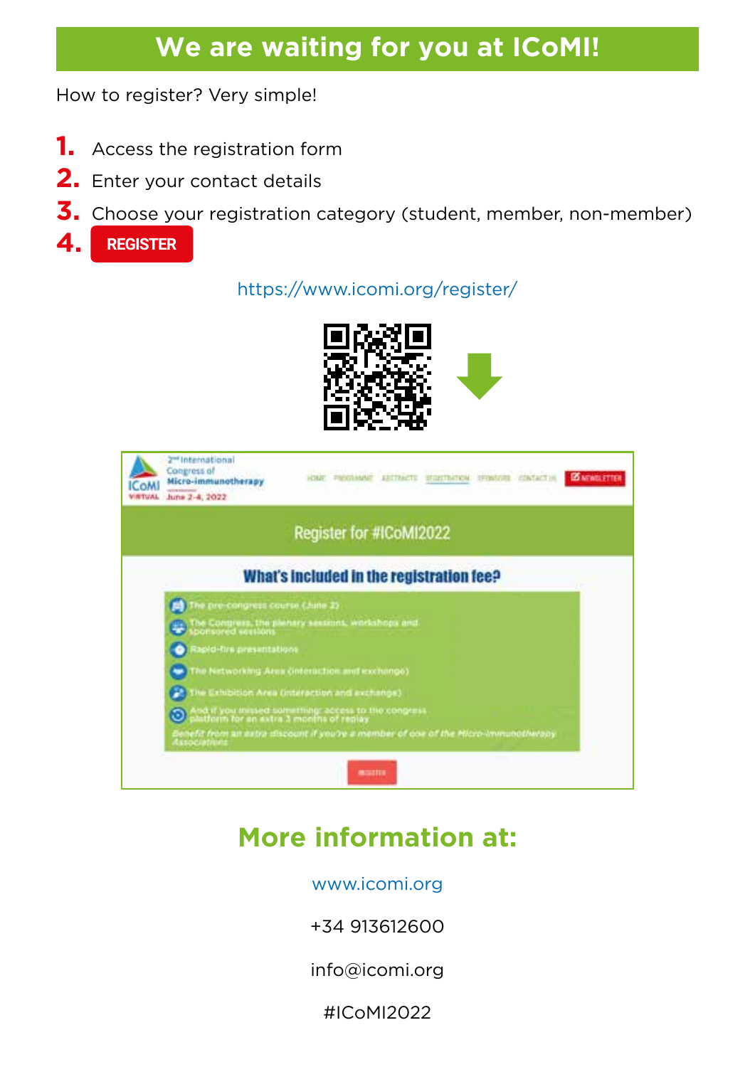# We are waiting for you at ICoMI!

How to register? Very simple!

1. Access the registration form
2. Enter your contact details
3. Choose your registration category (student, member, non-member)
4. REGISTER

https://www.icomi.org/register/

## More information at:

www.icomi.org

+34 913612600

info@icomi.org

#ICoMI2022